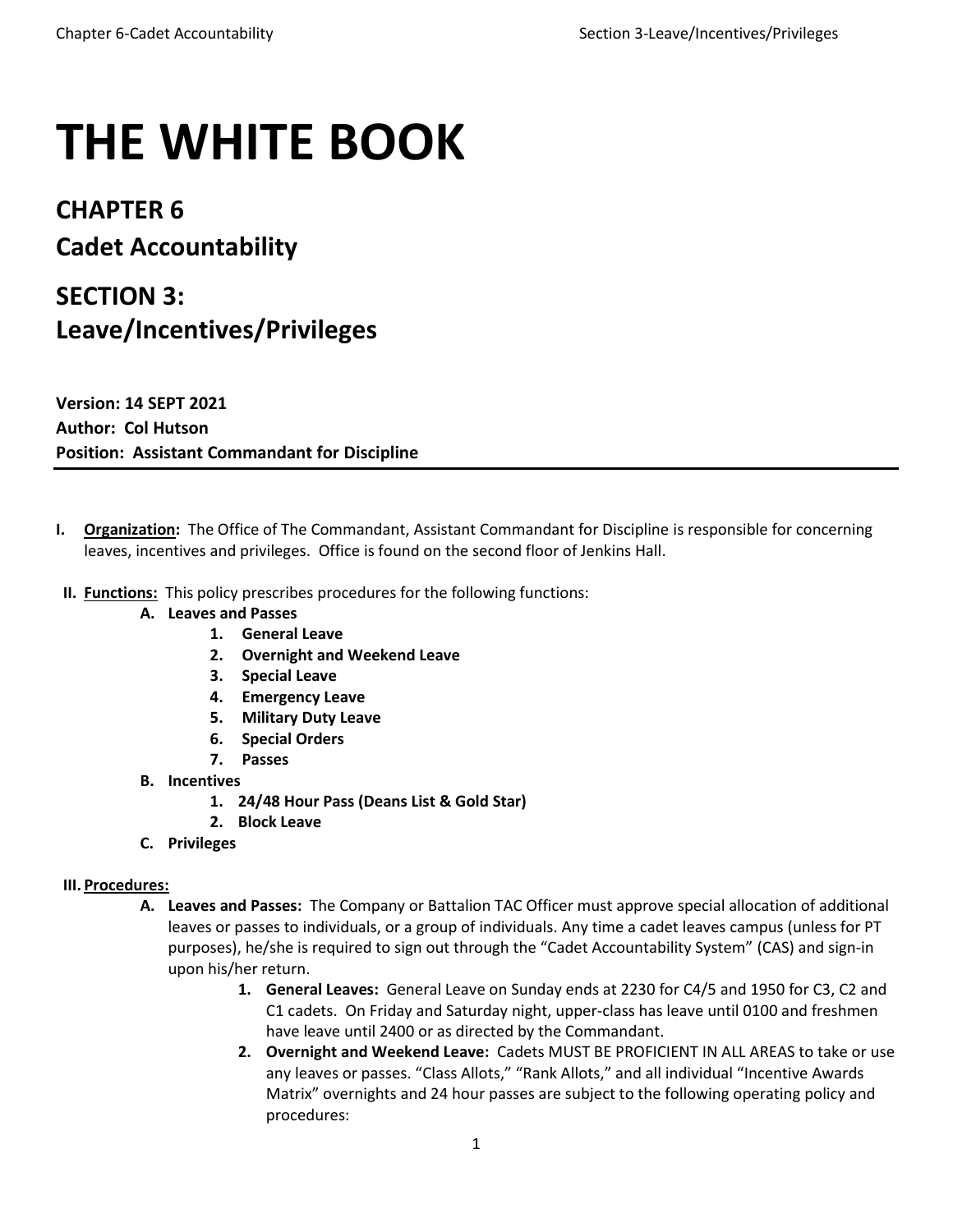# THE WHITE BOOK

## CHAPTER 6

## Cadet Accountability

## SECTION 3: Leave/Incentives/Privileges

**Version: 14 SEPT 2021**
**Author: Col Hutson**
**Position: Assistant Commandant for Discipline**

---

**I. Organization:** The Office of The Commandant, Assistant Commandant for Discipline is responsible for concerning leaves, incentives and privileges. Office is found on the second floor of Jenkins Hall.

**II. Functions:** This policy prescribes procedures for the following functions:

- **A. Leaves and Passes**
  1. **General Leave**
  2. **Overnight and Weekend Leave**
  3. **Special Leave**
  4. **Emergency Leave**
  5. **Military Duty Leave**
  6. **Special Orders**
  7. **Passes**
- **B. Incentives**
  1. **24/48 Hour Pass (Deans List & Gold Star)**
  2. **Block Leave**
- **C. Privileges**

**III. Procedures:**

- **A. Leaves and Passes:** The Company or Battalion TAC Officer must approve special allocation of additional leaves or passes to individuals, or a group of individuals. Any time a cadet leaves campus (unless for PT purposes), he/she is required to sign out through the "Cadet Accountability System" (CAS) and sign-in upon his/her return.
  1. **General Leaves:** General Leave on Sunday ends at 2230 for C4/5 and 1950 for C3, C2 and C1 cadets. On Friday and Saturday night, upper-class has leave until 0100 and freshmen have leave until 2400 or as directed by the Commandant.
  2. **Overnight and Weekend Leave:** Cadets MUST BE PROFICIENT IN ALL AREAS to take or use any leaves or passes. "Class Allots," "Rank Allots," and all individual "Incentive Awards Matrix" overnights and 24 hour passes are subject to the following operating policy and procedures: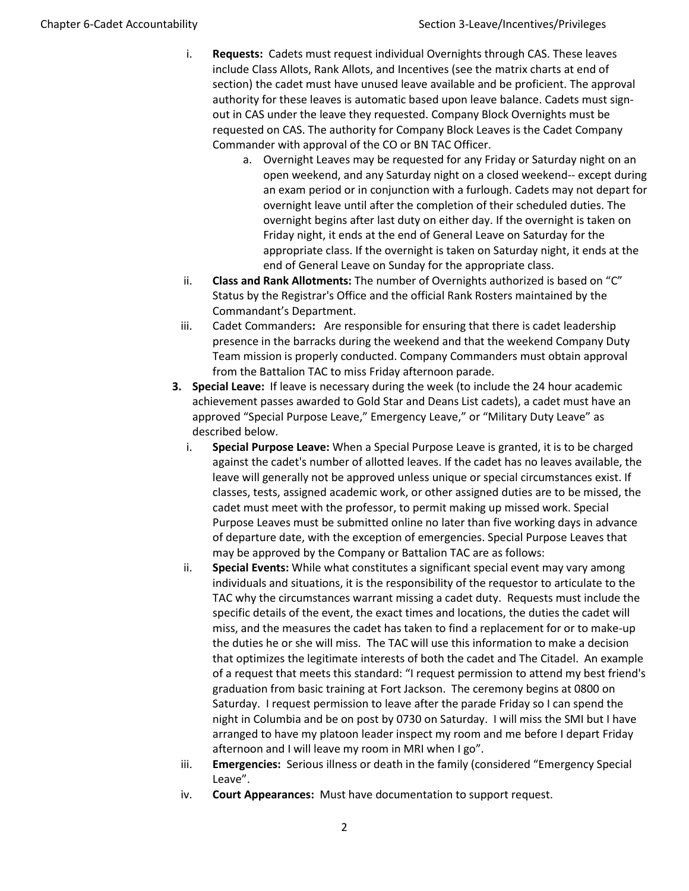i. **Requests:** Cadets must request individual Overnights through CAS. These leaves include Class Allots, Rank Allots, and Incentives (see the matrix charts at end of section) the cadet must have unused leave available and be proficient. The approval authority for these leaves is automatic based upon leave balance. Cadets must sign-out in CAS under the leave they requested. Company Block Overnights must be requested on CAS. The authority for Company Block Leaves is the Cadet Company Commander with approval of the CO or BN TAC Officer.

    a. Overnight Leaves may be requested for any Friday or Saturday night on an open weekend, and any Saturday night on a closed weekend-- except during an exam period or in conjunction with a furlough. Cadets may not depart for overnight leave until after the completion of their scheduled duties. The overnight begins after last duty on either day. If the overnight is taken on Friday night, it ends at the end of General Leave on Saturday for the appropriate class. If the overnight is taken on Saturday night, it ends at the end of General Leave on Sunday for the appropriate class.

ii. **Class and Rank Allotments:** The number of Overnights authorized is based on "C" Status by the Registrar's Office and the official Rank Rosters maintained by the Commandant's Department.

iii. Cadet Commanders**:** Are responsible for ensuring that there is cadet leadership presence in the barracks during the weekend and that the weekend Company Duty Team mission is properly conducted. Company Commanders must obtain approval from the Battalion TAC to miss Friday afternoon parade.

**3. Special Leave:** If leave is necessary during the week (to include the 24 hour academic achievement passes awarded to Gold Star and Deans List cadets), a cadet must have an approved "Special Purpose Leave," Emergency Leave," or "Military Duty Leave" as described below.

i. **Special Purpose Leave:** When a Special Purpose Leave is granted, it is to be charged against the cadet's number of allotted leaves. If the cadet has no leaves available, the leave will generally not be approved unless unique or special circumstances exist. If classes, tests, assigned academic work, or other assigned duties are to be missed, the cadet must meet with the professor, to permit making up missed work. Special Purpose Leaves must be submitted online no later than five working days in advance of departure date, with the exception of emergencies. Special Purpose Leaves that may be approved by the Company or Battalion TAC are as follows:

ii. **Special Events:** While what constitutes a significant special event may vary among individuals and situations, it is the responsibility of the requestor to articulate to the TAC why the circumstances warrant missing a cadet duty. Requests must include the specific details of the event, the exact times and locations, the duties the cadet will miss, and the measures the cadet has taken to find a replacement for or to make-up the duties he or she will miss. The TAC will use this information to make a decision that optimizes the legitimate interests of both the cadet and The Citadel. An example of a request that meets this standard: "I request permission to attend my best friend's graduation from basic training at Fort Jackson. The ceremony begins at 0800 on Saturday. I request permission to leave after the parade Friday so I can spend the night in Columbia and be on post by 0730 on Saturday. I will miss the SMI but I have arranged to have my platoon leader inspect my room and me before I depart Friday afternoon and I will leave my room in MRI when I go".

iii. **Emergencies:** Serious illness or death in the family (considered "Emergency Special Leave".

iv. **Court Appearances:** Must have documentation to support request.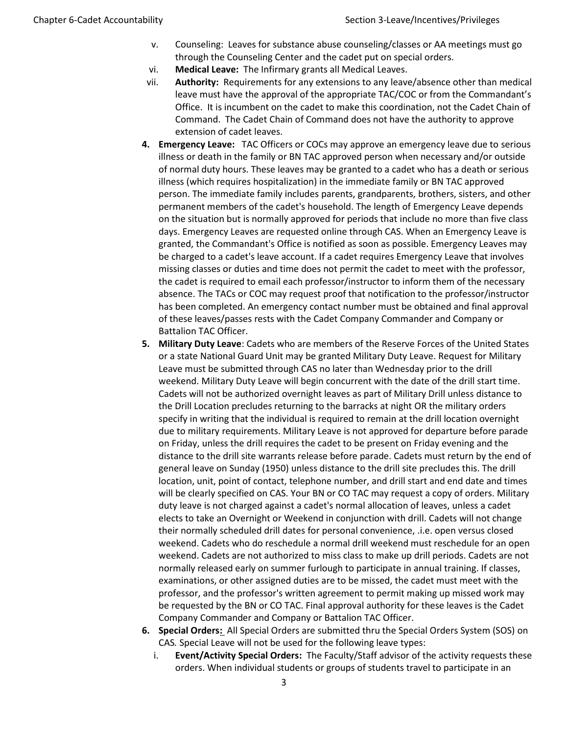v. Counseling: Leaves for substance abuse counseling/classes or AA meetings must go through the Counseling Center and the cadet put on special orders.

vi. **Medical Leave:** The Infirmary grants all Medical Leaves.

vii. **Authority:** Requirements for any extensions to any leave/absence other than medical leave must have the approval of the appropriate TAC/COC or from the Commandant's Office. It is incumbent on the cadet to make this coordination, not the Cadet Chain of Command. The Cadet Chain of Command does not have the authority to approve extension of cadet leaves.

4. **Emergency Leave:** TAC Officers or COCs may approve an emergency leave due to serious illness or death in the family or BN TAC approved person when necessary and/or outside of normal duty hours. These leaves may be granted to a cadet who has a death or serious illness (which requires hospitalization) in the immediate family or BN TAC approved person. The immediate family includes parents, grandparents, brothers, sisters, and other permanent members of the cadet's household. The length of Emergency Leave depends on the situation but is normally approved for periods that include no more than five class days. Emergency Leaves are requested online through CAS. When an Emergency Leave is granted, the Commandant's Office is notified as soon as possible. Emergency Leaves may be charged to a cadet's leave account. If a cadet requires Emergency Leave that involves missing classes or duties and time does not permit the cadet to meet with the professor, the cadet is required to email each professor/instructor to inform them of the necessary absence. The TACs or COC may request proof that notification to the professor/instructor has been completed. An emergency contact number must be obtained and final approval of these leaves/passes rests with the Cadet Company Commander and Company or Battalion TAC Officer.

5. **Military Duty Leave**: Cadets who are members of the Reserve Forces of the United States or a state National Guard Unit may be granted Military Duty Leave. Request for Military Leave must be submitted through CAS no later than Wednesday prior to the drill weekend. Military Duty Leave will begin concurrent with the date of the drill start time. Cadets will not be authorized overnight leaves as part of Military Drill unless distance to the Drill Location precludes returning to the barracks at night OR the military orders specify in writing that the individual is required to remain at the drill location overnight due to military requirements. Military Leave is not approved for departure before parade on Friday, unless the drill requires the cadet to be present on Friday evening and the distance to the drill site warrants release before parade. Cadets must return by the end of general leave on Sunday (1950) unless distance to the drill site precludes this. The drill location, unit, point of contact, telephone number, and drill start and end date and times will be clearly specified on CAS. Your BN or CO TAC may request a copy of orders. Military duty leave is not charged against a cadet's normal allocation of leaves, unless a cadet elects to take an Overnight or Weekend in conjunction with drill. Cadets will not change their normally scheduled drill dates for personal convenience, .i.e. open versus closed weekend. Cadets who do reschedule a normal drill weekend must reschedule for an open weekend. Cadets are not authorized to miss class to make up drill periods. Cadets are not normally released early on summer furlough to participate in annual training. If classes, examinations, or other assigned duties are to be missed, the cadet must meet with the professor, and the professor's written agreement to permit making up missed work may be requested by the BN or CO TAC. Final approval authority for these leaves is the Cadet Company Commander and Company or Battalion TAC Officer.

6. **Special Orders:** All Special Orders are submitted thru the Special Orders System (SOS) on CAS. Special Leave will not be used for the following leave types:

i. **Event/Activity Special Orders:** The Faculty/Staff advisor of the activity requests these orders. When individual students or groups of students travel to participate in an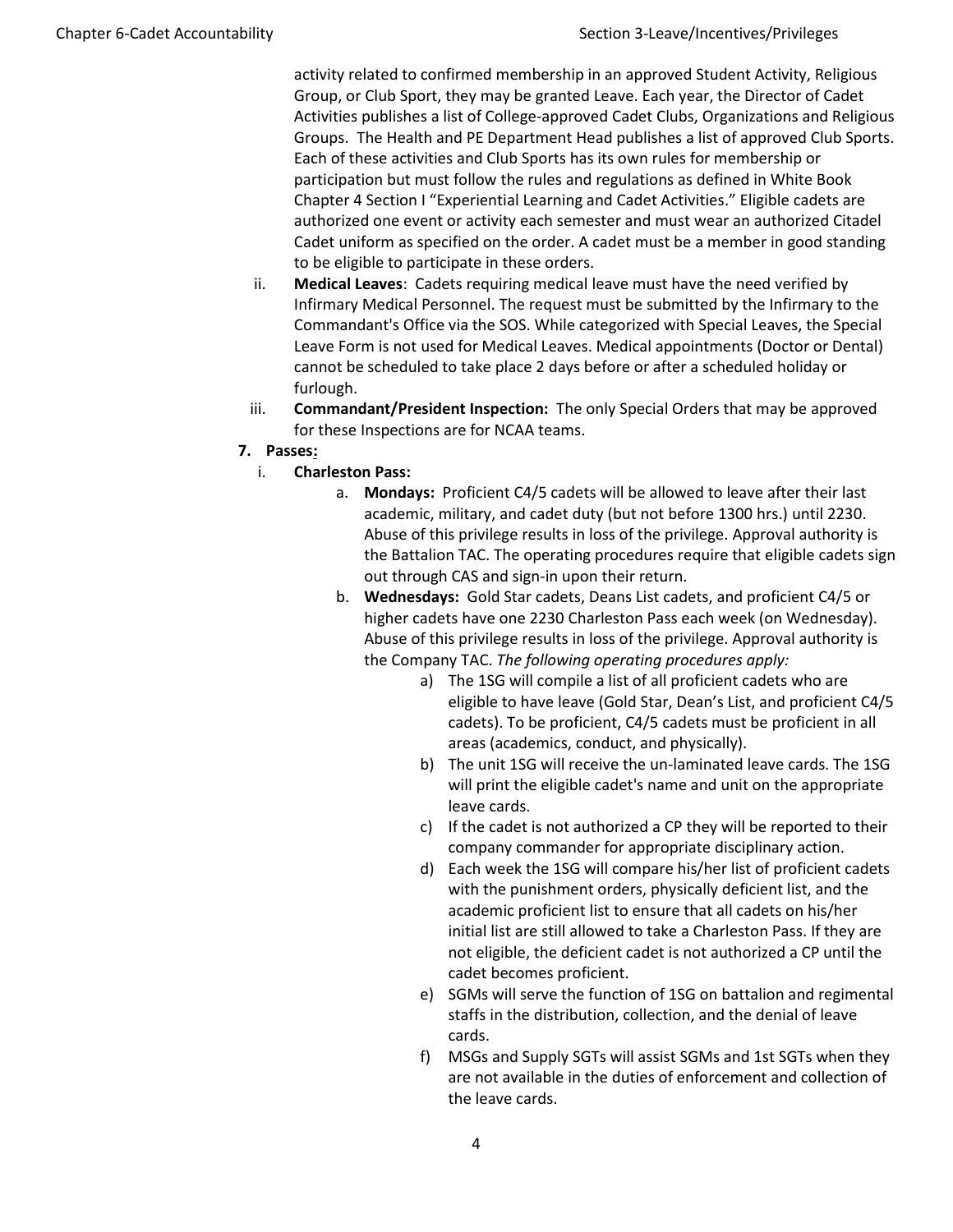activity related to confirmed membership in an approved Student Activity, Religious Group, or Club Sport, they may be granted Leave. Each year, the Director of Cadet Activities publishes a list of College-approved Cadet Clubs, Organizations and Religious Groups. The Health and PE Department Head publishes a list of approved Club Sports. Each of these activities and Club Sports has its own rules for membership or participation but must follow the rules and regulations as defined in White Book Chapter 4 Section I "Experiential Learning and Cadet Activities." Eligible cadets are authorized one event or activity each semester and must wear an authorized Citadel Cadet uniform as specified on the order. A cadet must be a member in good standing to be eligible to participate in these orders.

ii. **Medical Leaves**: Cadets requiring medical leave must have the need verified by Infirmary Medical Personnel. The request must be submitted by the Infirmary to the Commandant's Office via the SOS. While categorized with Special Leaves, the Special Leave Form is not used for Medical Leaves. Medical appointments (Doctor or Dental) cannot be scheduled to take place 2 days before or after a scheduled holiday or furlough.

iii. **Commandant/President Inspection:** The only Special Orders that may be approved for these Inspections are for NCAA teams.

7. **Passes:**

   i. **Charleston Pass:**

      a. **Mondays:** Proficient C4/5 cadets will be allowed to leave after their last academic, military, and cadet duty (but not before 1300 hrs.) until 2230. Abuse of this privilege results in loss of the privilege. Approval authority is the Battalion TAC. The operating procedures require that eligible cadets sign out through CAS and sign-in upon their return.

      b. **Wednesdays:** Gold Star cadets, Deans List cadets, and proficient C4/5 or higher cadets have one 2230 Charleston Pass each week (on Wednesday). Abuse of this privilege results in loss of the privilege. Approval authority is the Company TAC. *The following operating procedures apply:*

         a) The 1SG will compile a list of all proficient cadets who are eligible to have leave (Gold Star, Dean's List, and proficient C4/5 cadets). To be proficient, C4/5 cadets must be proficient in all areas (academics, conduct, and physically).

         b) The unit 1SG will receive the un-laminated leave cards. The 1SG will print the eligible cadet's name and unit on the appropriate leave cards.

         c) If the cadet is not authorized a CP they will be reported to their company commander for appropriate disciplinary action.

         d) Each week the 1SG will compare his/her list of proficient cadets with the punishment orders, physically deficient list, and the academic proficient list to ensure that all cadets on his/her initial list are still allowed to take a Charleston Pass. If they are not eligible, the deficient cadet is not authorized a CP until the cadet becomes proficient.

         e) SGMs will serve the function of 1SG on battalion and regimental staffs in the distribution, collection, and the denial of leave cards.

         f) MSGs and Supply SGTs will assist SGMs and 1st SGTs when they are not available in the duties of enforcement and collection of the leave cards.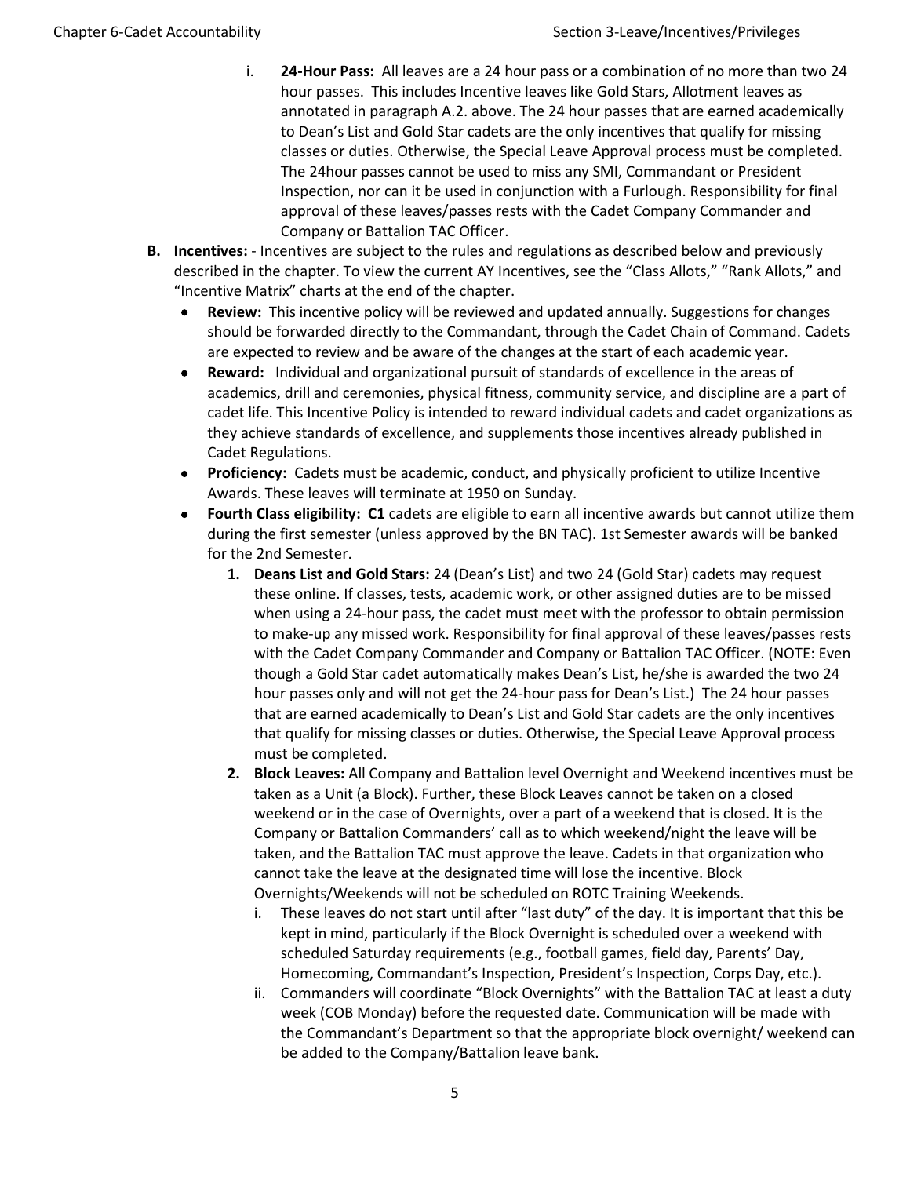i. **24-Hour Pass:** All leaves are a 24 hour pass or a combination of no more than two 24 hour passes. This includes Incentive leaves like Gold Stars, Allotment leaves as annotated in paragraph A.2. above. The 24 hour passes that are earned academically to Dean's List and Gold Star cadets are the only incentives that qualify for missing classes or duties. Otherwise, the Special Leave Approval process must be completed. The 24hour passes cannot be used to miss any SMI, Commandant or President Inspection, nor can it be used in conjunction with a Furlough. Responsibility for final approval of these leaves/passes rests with the Cadet Company Commander and Company or Battalion TAC Officer.

**B. Incentives:** - Incentives are subject to the rules and regulations as described below and previously described in the chapter. To view the current AY Incentives, see the "Class Allots," "Rank Allots," and "Incentive Matrix" charts at the end of the chapter.

- **Review:** This incentive policy will be reviewed and updated annually. Suggestions for changes should be forwarded directly to the Commandant, through the Cadet Chain of Command. Cadets are expected to review and be aware of the changes at the start of each academic year.
- **Reward:** Individual and organizational pursuit of standards of excellence in the areas of academics, drill and ceremonies, physical fitness, community service, and discipline are a part of cadet life. This Incentive Policy is intended to reward individual cadets and cadet organizations as they achieve standards of excellence, and supplements those incentives already published in Cadet Regulations.
- **Proficiency:** Cadets must be academic, conduct, and physically proficient to utilize Incentive Awards. These leaves will terminate at 1950 on Sunday.
- **Fourth Class eligibility: C1** cadets are eligible to earn all incentive awards but cannot utilize them during the first semester (unless approved by the BN TAC). 1st Semester awards will be banked for the 2nd Semester.

1. **Deans List and Gold Stars:** 24 (Dean's List) and two 24 (Gold Star) cadets may request these online. If classes, tests, academic work, or other assigned duties are to be missed when using a 24-hour pass, the cadet must meet with the professor to obtain permission to make-up any missed work. Responsibility for final approval of these leaves/passes rests with the Cadet Company Commander and Company or Battalion TAC Officer. (NOTE: Even though a Gold Star cadet automatically makes Dean's List, he/she is awarded the two 24 hour passes only and will not get the 24-hour pass for Dean's List.) The 24 hour passes that are earned academically to Dean's List and Gold Star cadets are the only incentives that qualify for missing classes or duties. Otherwise, the Special Leave Approval process must be completed.
2. **Block Leaves:** All Company and Battalion level Overnight and Weekend incentives must be taken as a Unit (a Block). Further, these Block Leaves cannot be taken on a closed weekend or in the case of Overnights, over a part of a weekend that is closed. It is the Company or Battalion Commanders' call as to which weekend/night the leave will be taken, and the Battalion TAC must approve the leave. Cadets in that organization who cannot take the leave at the designated time will lose the incentive. Block Overnights/Weekends will not be scheduled on ROTC Training Weekends.
   - i. These leaves do not start until after "last duty" of the day. It is important that this be kept in mind, particularly if the Block Overnight is scheduled over a weekend with scheduled Saturday requirements (e.g., football games, field day, Parents' Day, Homecoming, Commandant's Inspection, President's Inspection, Corps Day, etc.).
   - ii. Commanders will coordinate "Block Overnights" with the Battalion TAC at least a duty week (COB Monday) before the requested date. Communication will be made with the Commandant's Department so that the appropriate block overnight/ weekend can be added to the Company/Battalion leave bank.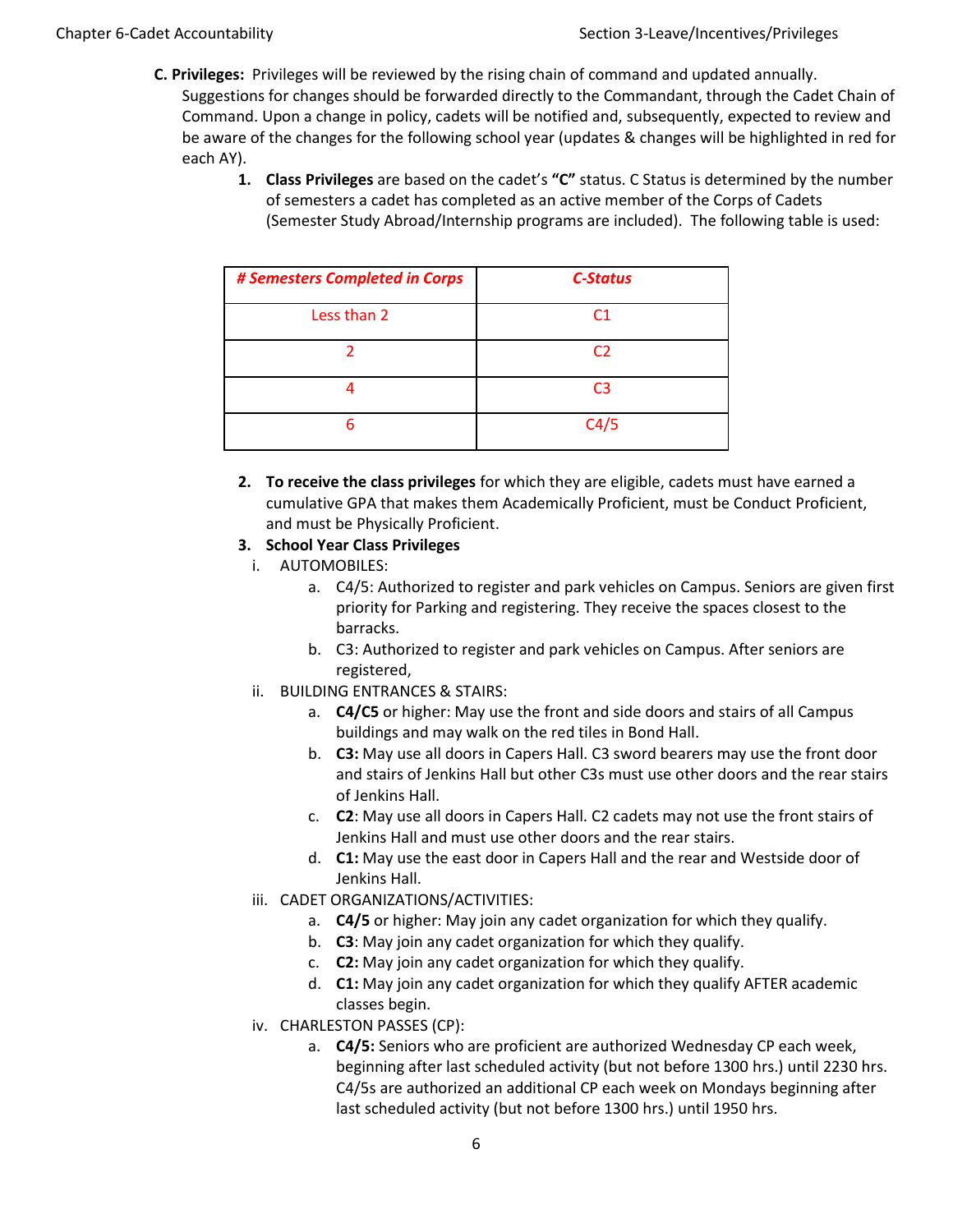**C. Privileges:** Privileges will be reviewed by the rising chain of command and updated annually. Suggestions for changes should be forwarded directly to the Commandant, through the Cadet Chain of Command. Upon a change in policy, cadets will be notified and, subsequently, expected to review and be aware of the changes for the following school year (updates & changes will be highlighted in red for each AY).

1. **Class Privileges** are based on the cadet's **"C"** status. C Status is determined by the number of semesters a cadet has completed as an active member of the Corps of Cadets (Semester Study Abroad/Internship programs are included). The following table is used:

| *# Semesters Completed in Corps* | *C-Status* |
|---|---|
| Less than 2 | C1 |
| 2 | C2 |
| 4 | C3 |
| 6 | C4/5 |

2. **To receive the class privileges** for which they are eligible, cadets must have earned a cumulative GPA that makes them Academically Proficient, must be Conduct Proficient, and must be Physically Proficient.

3. **School Year Class Privileges**

   i. AUTOMOBILES:

      a. C4/5: Authorized to register and park vehicles on Campus. Seniors are given first priority for Parking and registering. They receive the spaces closest to the barracks.

      b. C3: Authorized to register and park vehicles on Campus. After seniors are registered,

   ii. BUILDING ENTRANCES & STAIRS:

      a. **C4/C5** or higher: May use the front and side doors and stairs of all Campus buildings and may walk on the red tiles in Bond Hall.

      b. **C3:** May use all doors in Capers Hall. C3 sword bearers may use the front door and stairs of Jenkins Hall but other C3s must use other doors and the rear stairs of Jenkins Hall.

      c. **C2**: May use all doors in Capers Hall. C2 cadets may not use the front stairs of Jenkins Hall and must use other doors and the rear stairs.

      d. **C1:** May use the east door in Capers Hall and the rear and Westside door of Jenkins Hall.

   iii. CADET ORGANIZATIONS/ACTIVITIES:

      a. **C4/5** or higher: May join any cadet organization for which they qualify.

      b. **C3**: May join any cadet organization for which they qualify.

      c. **C2:** May join any cadet organization for which they qualify.

      d. **C1:** May join any cadet organization for which they qualify AFTER academic classes begin.

   iv. CHARLESTON PASSES (CP):

      a. **C4/5:** Seniors who are proficient are authorized Wednesday CP each week, beginning after last scheduled activity (but not before 1300 hrs.) until 2230 hrs. C4/5s are authorized an additional CP each week on Mondays beginning after last scheduled activity (but not before 1300 hrs.) until 1950 hrs.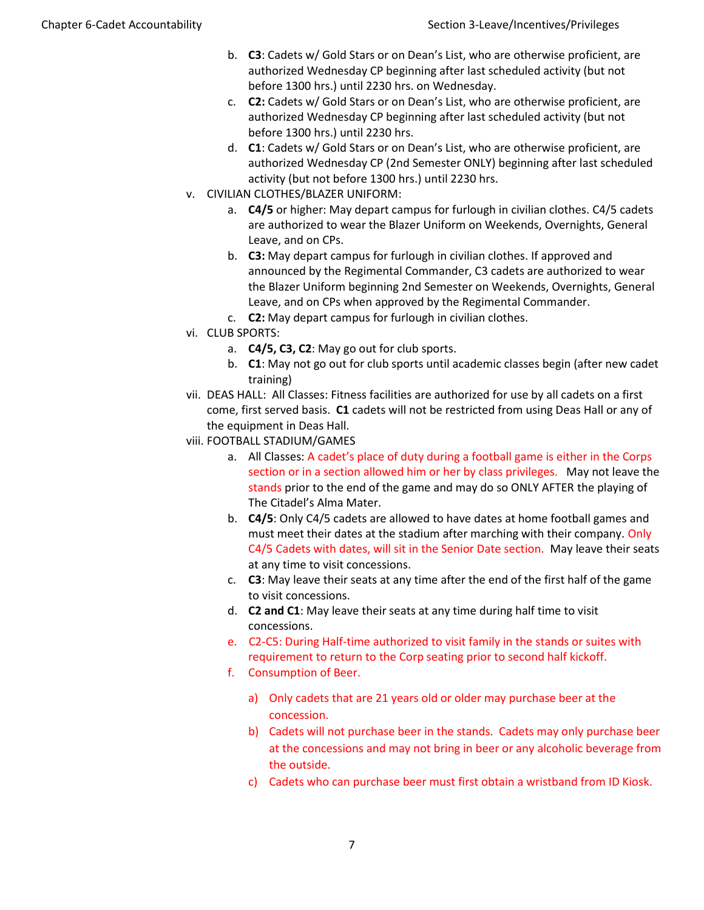b. **C3**: Cadets w/ Gold Stars or on Dean's List, who are otherwise proficient, are authorized Wednesday CP beginning after last scheduled activity (but not before 1300 hrs.) until 2230 hrs. on Wednesday.

c. **C2:** Cadets w/ Gold Stars or on Dean's List, who are otherwise proficient, are authorized Wednesday CP beginning after last scheduled activity (but not before 1300 hrs.) until 2230 hrs.

d. **C1**: Cadets w/ Gold Stars or on Dean's List, who are otherwise proficient, are authorized Wednesday CP (2nd Semester ONLY) beginning after last scheduled activity (but not before 1300 hrs.) until 2230 hrs.

v. CIVILIAN CLOTHES/BLAZER UNIFORM:

a. **C4/5** or higher: May depart campus for furlough in civilian clothes. C4/5 cadets are authorized to wear the Blazer Uniform on Weekends, Overnights, General Leave, and on CPs.

b. **C3:** May depart campus for furlough in civilian clothes. If approved and announced by the Regimental Commander, C3 cadets are authorized to wear the Blazer Uniform beginning 2nd Semester on Weekends, Overnights, General Leave, and on CPs when approved by the Regimental Commander.

c. **C2:** May depart campus for furlough in civilian clothes.

vi. CLUB SPORTS:

a. **C4/5, C3, C2**: May go out for club sports.

b. **C1**: May not go out for club sports until academic classes begin (after new cadet training)

vii. DEAS HALL: All Classes: Fitness facilities are authorized for use by all cadets on a first come, first served basis. **C1** cadets will not be restricted from using Deas Hall or any of the equipment in Deas Hall.

viii. FOOTBALL STADIUM/GAMES

a. All Classes: A cadet's place of duty during a football game is either in the Corps section or in a section allowed him or her by class privileges. May not leave the stands prior to the end of the game and may do so ONLY AFTER the playing of The Citadel's Alma Mater.

b. **C4/5**: Only C4/5 cadets are allowed to have dates at home football games and must meet their dates at the stadium after marching with their company. Only C4/5 Cadets with dates, will sit in the Senior Date section. May leave their seats at any time to visit concessions.

c. **C3**: May leave their seats at any time after the end of the first half of the game to visit concessions.

d. **C2 and C1**: May leave their seats at any time during half time to visit concessions.

e. C2-C5: During Half-time authorized to visit family in the stands or suites with requirement to return to the Corp seating prior to second half kickoff.

f. Consumption of Beer.

a) Only cadets that are 21 years old or older may purchase beer at the concession.

b) Cadets will not purchase beer in the stands. Cadets may only purchase beer at the concessions and may not bring in beer or any alcoholic beverage from the outside.

c) Cadets who can purchase beer must first obtain a wristband from ID Kiosk.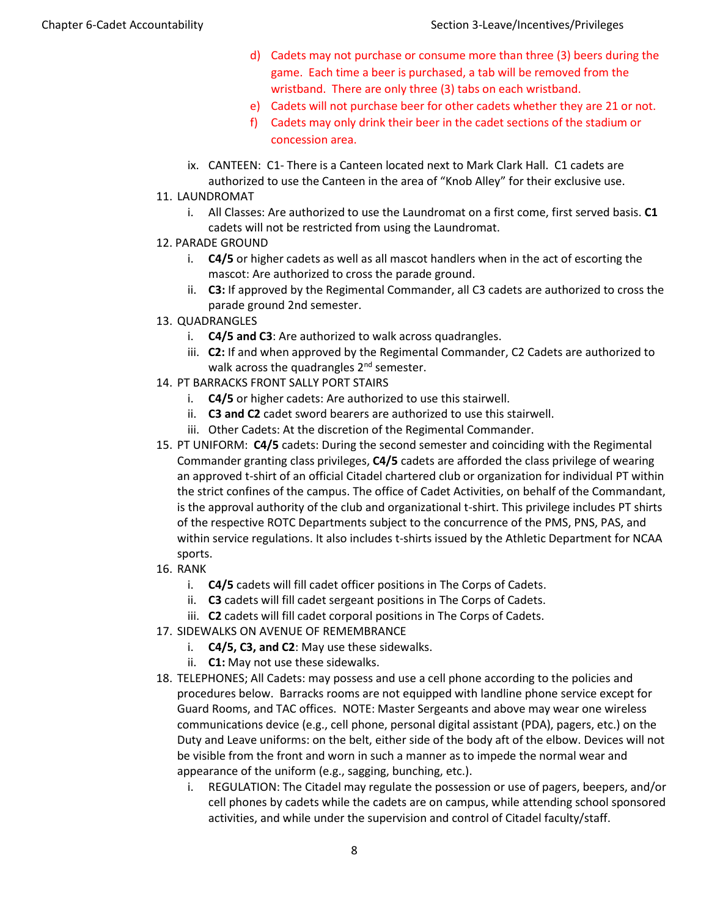d) Cadets may not purchase or consume more than three (3) beers during the game. Each time a beer is purchased, a tab will be removed from the wristband. There are only three (3) tabs on each wristband.

e) Cadets will not purchase beer for other cadets whether they are 21 or not.

f) Cadets may only drink their beer in the cadet sections of the stadium or concession area.

ix. CANTEEN: C1- There is a Canteen located next to Mark Clark Hall. C1 cadets are authorized to use the Canteen in the area of "Knob Alley" for their exclusive use.

11. LAUNDROMAT
    i. All Classes: Are authorized to use the Laundromat on a first come, first served basis. **C1** cadets will not be restricted from using the Laundromat.

12. PARADE GROUND
    i. **C4/5** or higher cadets as well as all mascot handlers when in the act of escorting the mascot: Are authorized to cross the parade ground.
    ii. **C3:** If approved by the Regimental Commander, all C3 cadets are authorized to cross the parade ground 2nd semester.

13. QUADRANGLES
    i. **C4/5 and C3**: Are authorized to walk across quadrangles.
    iii. **C2:** If and when approved by the Regimental Commander, C2 Cadets are authorized to walk across the quadrangles 2nd semester.

14. PT BARRACKS FRONT SALLY PORT STAIRS
    i. **C4/5** or higher cadets: Are authorized to use this stairwell.
    ii. **C3 and C2** cadet sword bearers are authorized to use this stairwell.
    iii. Other Cadets: At the discretion of the Regimental Commander.

15. PT UNIFORM: **C4/5** cadets: During the second semester and coinciding with the Regimental Commander granting class privileges, **C4/5** cadets are afforded the class privilege of wearing an approved t-shirt of an official Citadel chartered club or organization for individual PT within the strict confines of the campus. The office of Cadet Activities, on behalf of the Commandant, is the approval authority of the club and organizational t-shirt. This privilege includes PT shirts of the respective ROTC Departments subject to the concurrence of the PMS, PNS, PAS, and within service regulations. It also includes t-shirts issued by the Athletic Department for NCAA sports.

16. RANK
    i. **C4/5** cadets will fill cadet officer positions in The Corps of Cadets.
    ii. **C3** cadets will fill cadet sergeant positions in The Corps of Cadets.
    iii. **C2** cadets will fill cadet corporal positions in The Corps of Cadets.

17. SIDEWALKS ON AVENUE OF REMEMBRANCE
    i. **C4/5, C3, and C2**: May use these sidewalks.
    ii. **C1:** May not use these sidewalks.

18. TELEPHONES; All Cadets: may possess and use a cell phone according to the policies and procedures below. Barracks rooms are not equipped with landline phone service except for Guard Rooms, and TAC offices. NOTE: Master Sergeants and above may wear one wireless communications device (e.g., cell phone, personal digital assistant (PDA), pagers, etc.) on the Duty and Leave uniforms: on the belt, either side of the body aft of the elbow. Devices will not be visible from the front and worn in such a manner as to impede the normal wear and appearance of the uniform (e.g., sagging, bunching, etc.).
    i. REGULATION: The Citadel may regulate the possession or use of pagers, beepers, and/or cell phones by cadets while the cadets are on campus, while attending school sponsored activities, and while under the supervision and control of Citadel faculty/staff.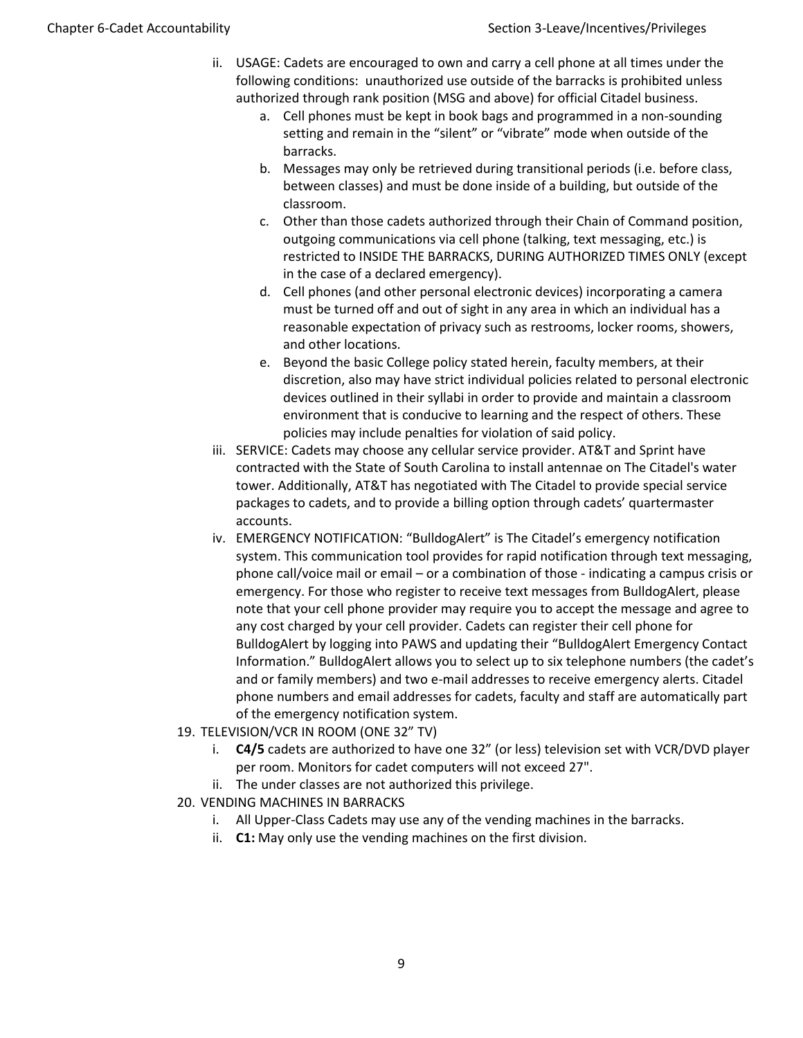ii. USAGE: Cadets are encouraged to own and carry a cell phone at all times under the following conditions: unauthorized use outside of the barracks is prohibited unless authorized through rank position (MSG and above) for official Citadel business.
    a. Cell phones must be kept in book bags and programmed in a non-sounding setting and remain in the “silent” or “vibrate” mode when outside of the barracks.
    b. Messages may only be retrieved during transitional periods (i.e. before class, between classes) and must be done inside of a building, but outside of the classroom.
    c. Other than those cadets authorized through their Chain of Command position, outgoing communications via cell phone (talking, text messaging, etc.) is restricted to INSIDE THE BARRACKS, DURING AUTHORIZED TIMES ONLY (except in the case of a declared emergency).
    d. Cell phones (and other personal electronic devices) incorporating a camera must be turned off and out of sight in any area in which an individual has a reasonable expectation of privacy such as restrooms, locker rooms, showers, and other locations.
    e. Beyond the basic College policy stated herein, faculty members, at their discretion, also may have strict individual policies related to personal electronic devices outlined in their syllabi in order to provide and maintain a classroom environment that is conducive to learning and the respect of others. These policies may include penalties for violation of said policy.

iii. SERVICE: Cadets may choose any cellular service provider. AT&T and Sprint have contracted with the State of South Carolina to install antennae on The Citadel's water tower. Additionally, AT&T has negotiated with The Citadel to provide special service packages to cadets, and to provide a billing option through cadets’ quartermaster accounts.

iv. EMERGENCY NOTIFICATION: “BulldogAlert” is The Citadel’s emergency notification system. This communication tool provides for rapid notification through text messaging, phone call/voice mail or email – or a combination of those - indicating a campus crisis or emergency. For those who register to receive text messages from BulldogAlert, please note that your cell phone provider may require you to accept the message and agree to any cost charged by your cell provider. Cadets can register their cell phone for BulldogAlert by logging into PAWS and updating their “BulldogAlert Emergency Contact Information.” BulldogAlert allows you to select up to six telephone numbers (the cadet’s and or family members) and two e-mail addresses to receive emergency alerts. Citadel phone numbers and email addresses for cadets, faculty and staff are automatically part of the emergency notification system.

19. TELEVISION/VCR IN ROOM (ONE 32” TV)
    i. **C4/5** cadets are authorized to have one 32” (or less) television set with VCR/DVD player per room. Monitors for cadet computers will not exceed 27".
    ii. The under classes are not authorized this privilege.

20. VENDING MACHINES IN BARRACKS
    i. All Upper-Class Cadets may use any of the vending machines in the barracks.
    ii. **C1:** May only use the vending machines on the first division.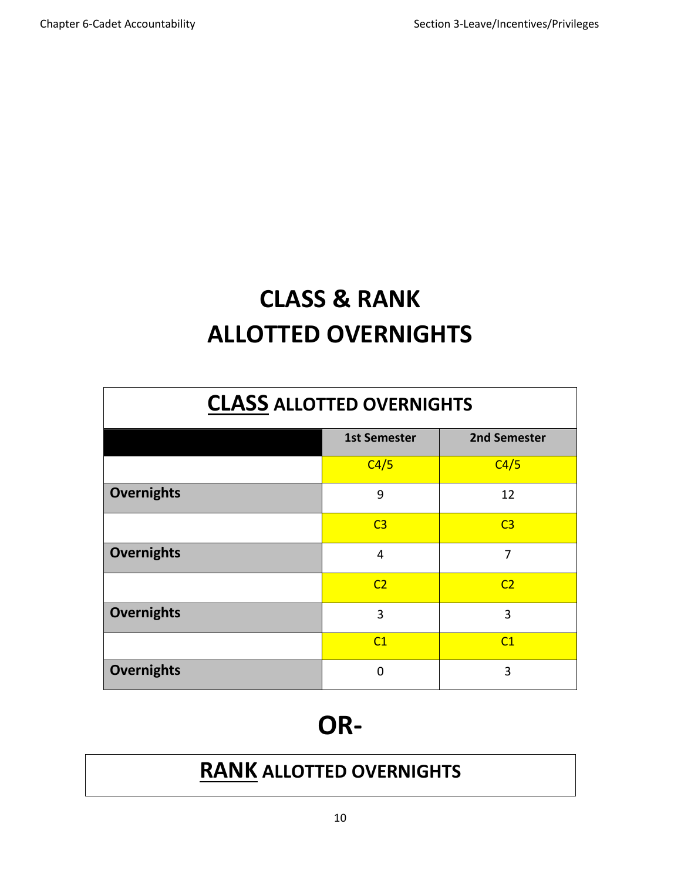# CLASS & RANK ALLOTTED OVERNIGHTS

## CLASS ALLOTTED OVERNIGHTS

| | 1st Semester | 2nd Semester |
|---|---|---|
| | C4/5 | C4/5 |
| **Overnights** | 9 | 12 |
| | C3 | C3 |
| **Overnights** | 4 | 7 |
| | C2 | C2 |
| **Overnights** | 3 | 3 |
| | C1 | C1 |
| **Overnights** | 0 | 3 |

# OR-

## RANK ALLOTTED OVERNIGHTS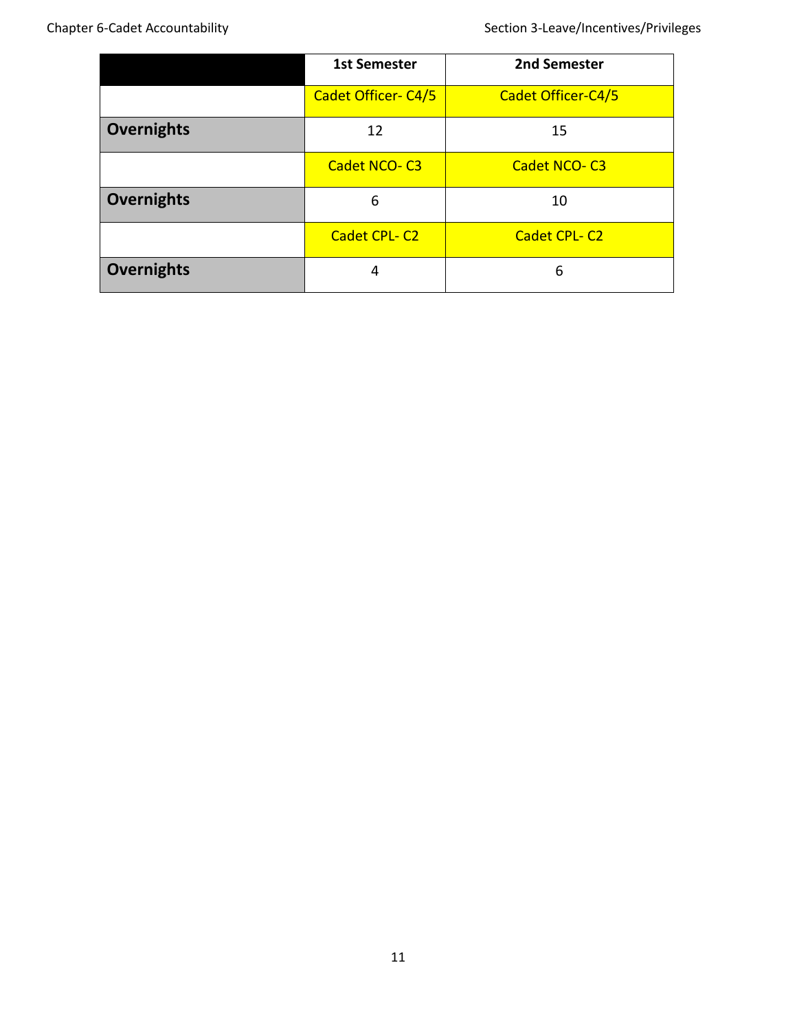| | 1st Semester | 2nd Semester |
|---|---|---|
| | Cadet Officer- C4/5 | Cadet Officer-C4/5 |
| **Overnights** | 12 | 15 |
| | Cadet NCO- C3 | Cadet NCO- C3 |
| **Overnights** | 6 | 10 |
| | Cadet CPL- C2 | Cadet CPL- C2 |
| **Overnights** | 4 | 6 |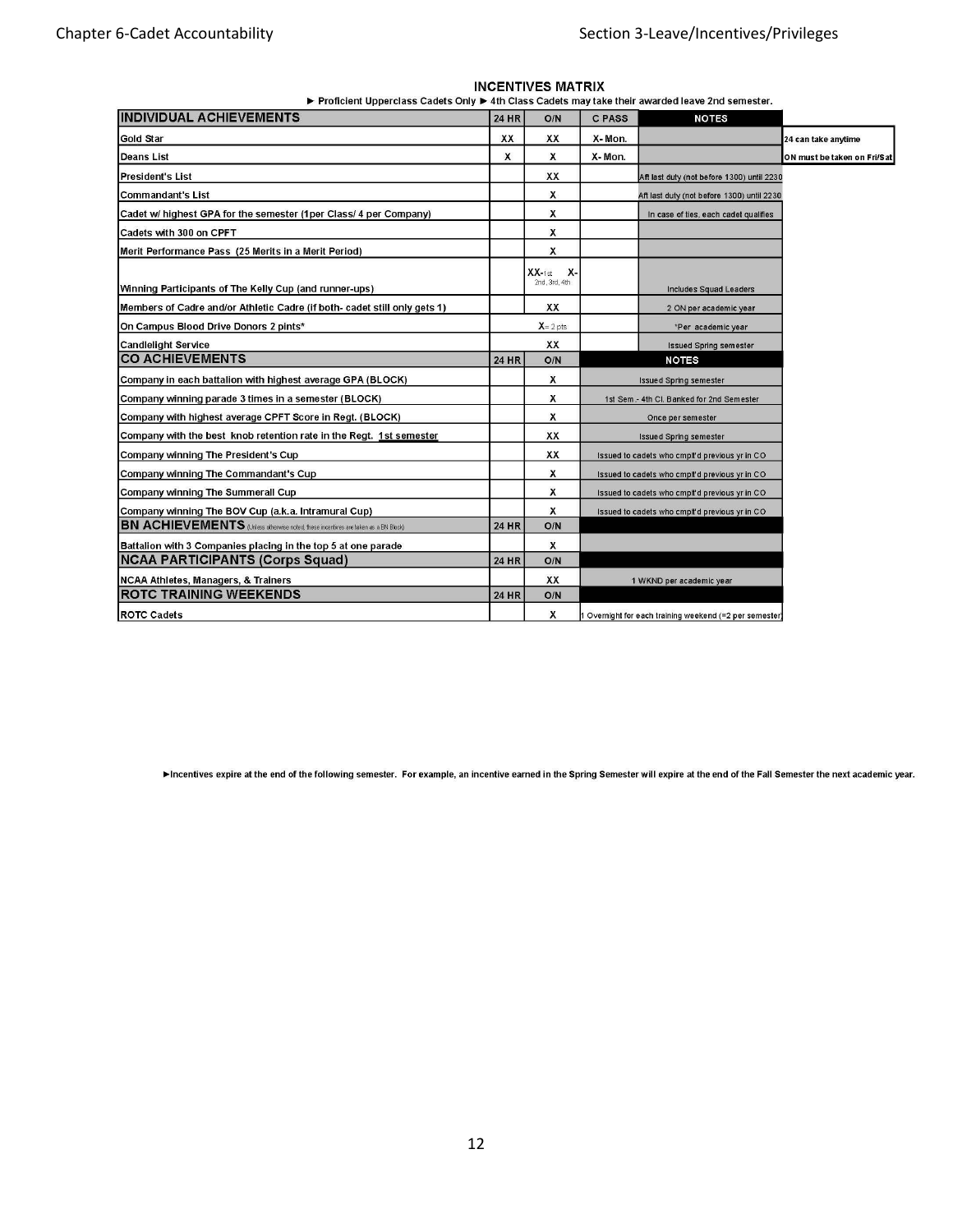## INCENTIVES MATRIX

► Proficient Upperclass Cadets Only ► 4th Class Cadets may take their awarded leave 2nd semester.

| INDIVIDUAL ACHIEVEMENTS | 24 HR | O/N | C PASS | NOTES | |
|---|---|---|---|---|---|
| Gold Star | XX | XX | X- Mon. | | 24 can take anytime |
| Deans List | X | X | X- Mon. | | ON must be taken on Fri/Sat |
| President's List | | XX | | Aft last duty (not before 1300) until 2230 | |
| Commandant's List | | X | | Aft last duty (not before 1300) until 2230 | |
| Cadet w/ highest GPA for the semester (1per Class/ 4 per Company) | | X | | In case of ties, each cadet qualifies | |
| Cadets with 300 on CPFT | | X | | | |
| Merit Performance Pass (25 Merits in a Merit Period) | | X | | | |
| Winning Participants of The Kelly Cup (and runner-ups) | | XX-1st X-2nd, 3rd, 4th | | Includes Squad Leaders | |
| Members of Cadre and/or Athletic Cadre (if both- cadet still only gets 1) | | XX | | 2 ON per academic year | |
| On Campus Blood Drive Donors 2 pints* | | X= 2 pts | | *Per academic year | |
| Candlelight Service | | XX | | Issued Spring semester | |
| **CO ACHIEVEMENTS** | **24 HR** | **O/N** | **NOTES** | | |
| Company in each battalion with highest average GPA (BLOCK) | | X | Issued Spring semester | | |
| Company winning parade 3 times in a semester (BLOCK) | | X | 1st Sem.- 4th Cl. Banked for 2nd Semester | | |
| Company with highest average CPFT Score in Regt. (BLOCK) | | X | Once per semester | | |
| Company with the best knob retention rate in the Regt. 1st semester | | XX | Issued Spring semester | | |
| Company winning The President's Cup | | XX | Issued to cadets who cmplt'd previous yr in CO | | |
| Company winning The Commandant's Cup | | X | Issued to cadets who cmplt'd previous yr in CO | | |
| Company winning The Summerall Cup | | X | Issued to cadets who cmplt'd previous yr in CO | | |
| Company winning The BOV Cup (a.k.a. Intramural Cup) | | X | Issued to cadets who cmplt'd previous yr in CO | | |
| **BN ACHIEVEMENTS** (Unless otherwise noted, these incentives are taken as a BN Block) | **24 HR** | **O/N** | | | |
| Battalion with 3 Companies placing in the top 5 at one parade | | X | | | |
| **NCAA PARTICIPANTS (Corps Squad)** | **24 HR** | **O/N** | | | |
| NCAA Athletes, Managers, & Trainers | | XX | 1 WKND per academic year | | |
| **ROTC TRAINING WEEKENDS** | **24 HR** | **O/N** | | | |
| ROTC Cadets | | X | 1 Overnight for each training weekend (=2 per semester) | | |

►Incentives expire at the end of the following semester. For example, an incentive earned in the Spring Semester will expire at the end of the Fall Semester the next academic year.